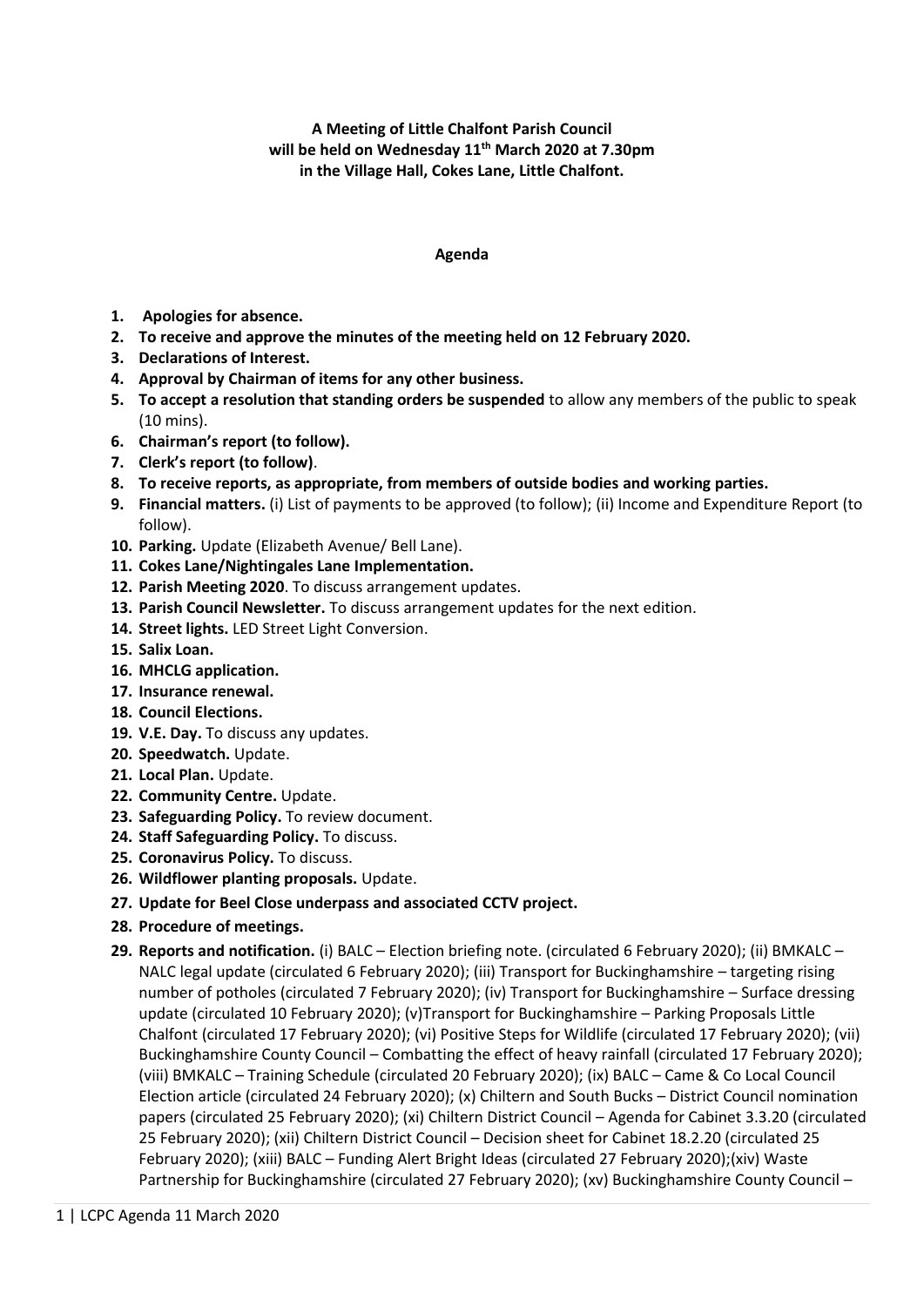**A Meeting of Little Chalfont Parish Council will be held on Wednesday 11th March 2020 at 7.30pm in the Village Hall, Cokes Lane, Little Chalfont.**

**Agenda**

1. **Apologies for absence.**
2. **To receive and approve the minutes of the meeting held on 12 February 2020.**
3. **Declarations of Interest.**
4. **Approval by Chairman of items for any other business.**
5. **To accept a resolution that standing orders be suspended** to allow any members of the public to speak (10 mins).
6. **Chairman's report (to follow).**
7. **Clerk's report (to follow)**.
8. **To receive reports, as appropriate, from members of outside bodies and working parties.**
9. **Financial matters.** (i) List of payments to be approved (to follow); (ii) Income and Expenditure Report (to follow).
10. **Parking.** Update (Elizabeth Avenue/ Bell Lane).
11. **Cokes Lane/Nightingales Lane Implementation.**
12. **Parish Meeting 2020**. To discuss arrangement updates.
13. **Parish Council Newsletter.** To discuss arrangement updates for the next edition.
14. **Street lights.** LED Street Light Conversion.
15. **Salix Loan.**
16. **MHCLG application.**
17. **Insurance renewal.**
18. **Council Elections.**
19. **V.E. Day.** To discuss any updates.
20. **Speedwatch.** Update.
21. **Local Plan.** Update.
22. **Community Centre.** Update.
23. **Safeguarding Policy.** To review document.
24. **Staff Safeguarding Policy.** To discuss.
25. **Coronavirus Policy.** To discuss.
26. **Wildflower planting proposals.** Update.
27. **Update for Beel Close underpass and associated CCTV project.**
28. **Procedure of meetings.**
29. **Reports and notification.** (i) BALC – Election briefing note. (circulated 6 February 2020); (ii) BMKALC – NALC legal update (circulated 6 February 2020); (iii) Transport for Buckinghamshire – targeting rising number of potholes (circulated 7 February 2020); (iv) Transport for Buckinghamshire – Surface dressing update (circulated 10 February 2020); (v)Transport for Buckinghamshire – Parking Proposals Little Chalfont (circulated 17 February 2020); (vi) Positive Steps for Wildlife (circulated 17 February 2020); (vii) Buckinghamshire County Council – Combatting the effect of heavy rainfall (circulated 17 February 2020); (viii) BMKALC – Training Schedule (circulated 20 February 2020); (ix) BALC – Came & Co Local Council Election article (circulated 24 February 2020); (x) Chiltern and South Bucks – District Council nomination papers (circulated 25 February 2020); (xi) Chiltern District Council – Agenda for Cabinet 3.3.20 (circulated 25 February 2020); (xii) Chiltern District Council – Decision sheet for Cabinet 18.2.20 (circulated 25 February 2020); (xiii) BALC – Funding Alert Bright Ideas (circulated 27 February 2020);(xiv) Waste Partnership for Buckinghamshire (circulated 27 February 2020); (xv) Buckinghamshire County Council –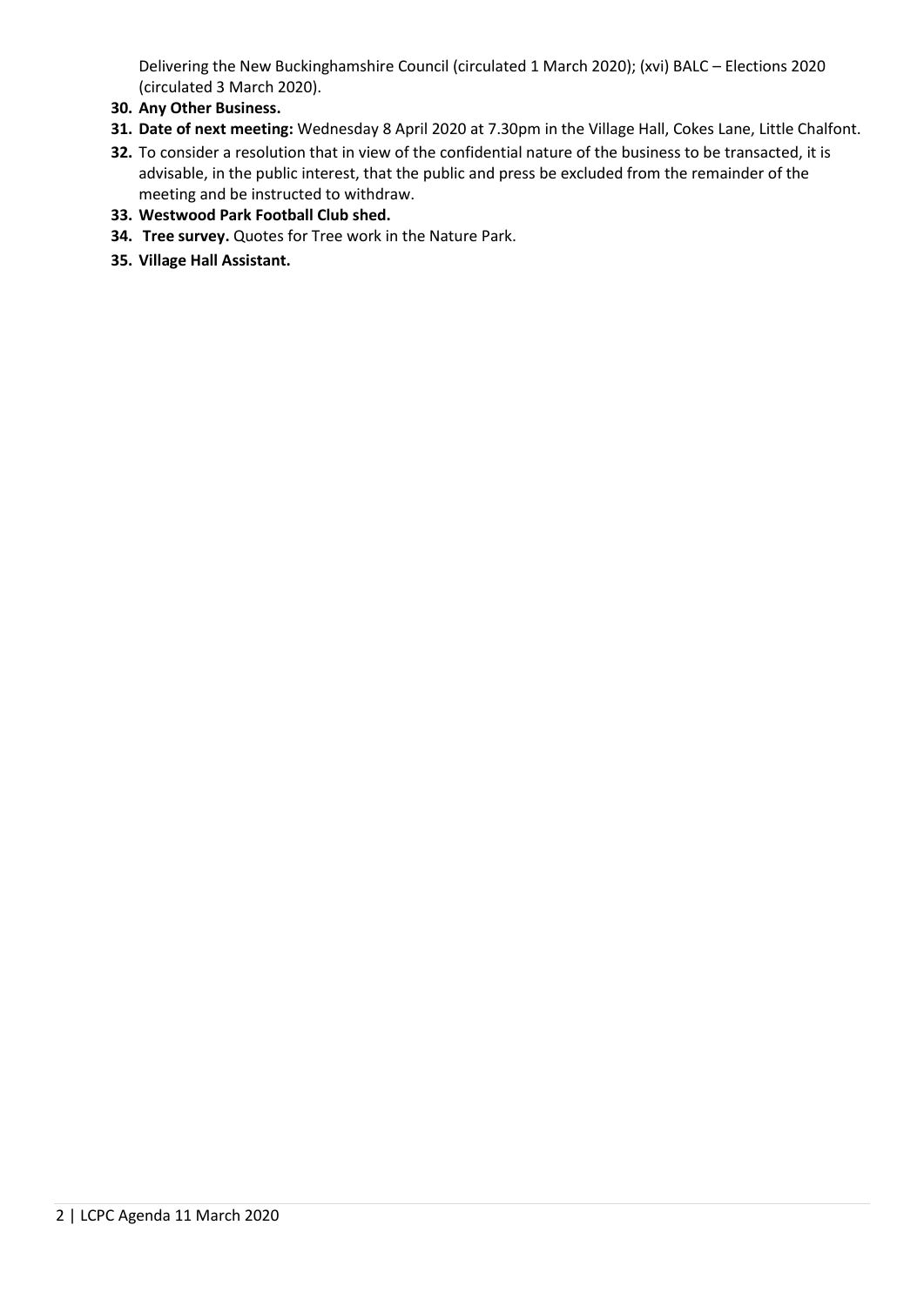Delivering the New Buckinghamshire Council (circulated 1 March 2020); (xvi) BALC – Elections 2020 (circulated 3 March 2020).

30. **Any Other Business.**
31. **Date of next meeting:** Wednesday 8 April 2020 at 7.30pm in the Village Hall, Cokes Lane, Little Chalfont.
32. To consider a resolution that in view of the confidential nature of the business to be transacted, it is advisable, in the public interest, that the public and press be excluded from the remainder of the meeting and be instructed to withdraw.
33. **Westwood Park Football Club shed.**
34. **Tree survey.** Quotes for Tree work in the Nature Park.
35. **Village Hall Assistant.**